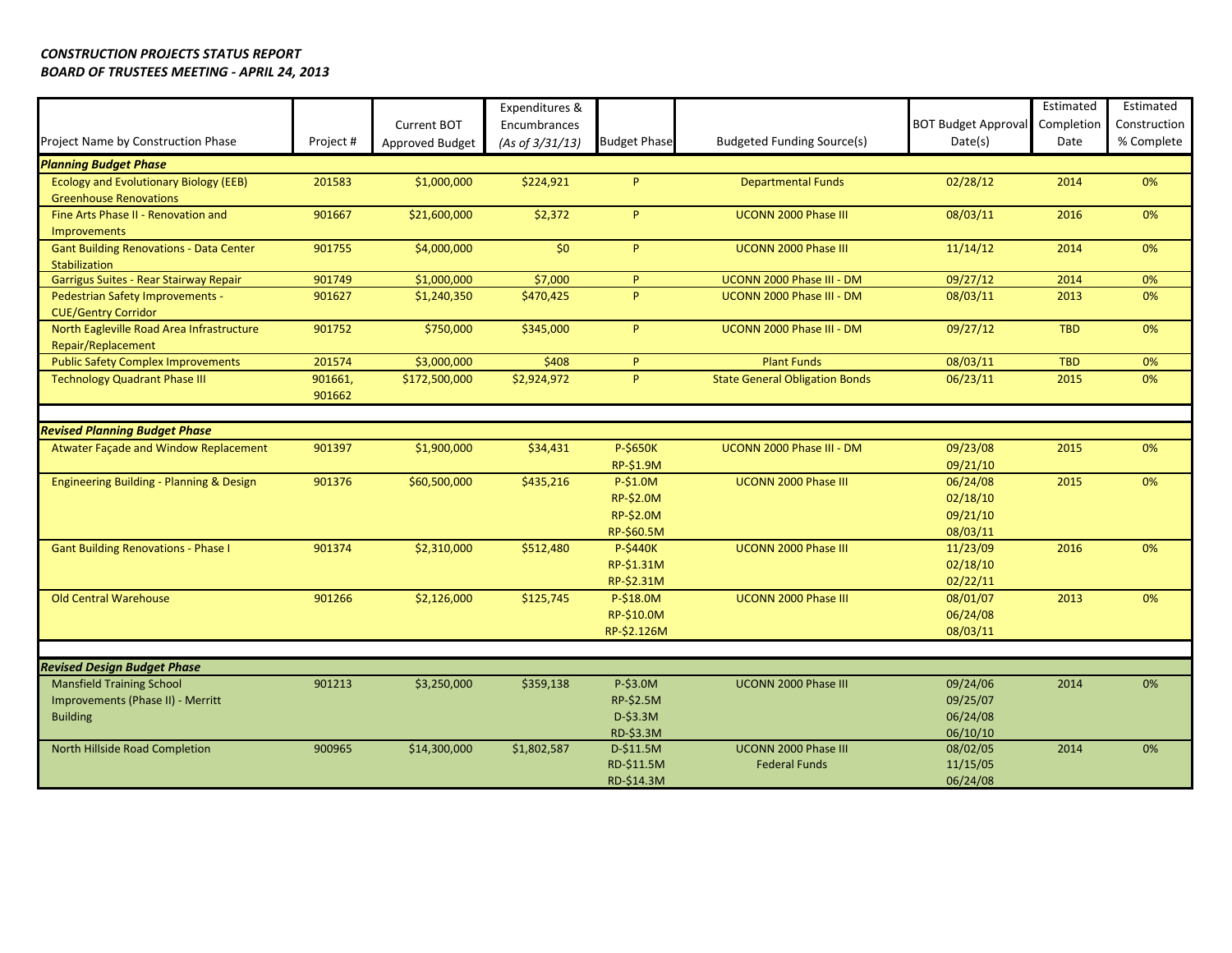***CONSTRUCTION PROJECTS STATUS REPORT***
***BOARD OF TRUSTEES MEETING - APRIL 24, 2013***

| Project Name by Construction Phase | Project # | Current BOT Approved Budget | Expenditures & Encumbrances *(As of 3/31/13)* | Budget Phase | Budgeted Funding Source(s) | BOT Budget Approval Date(s) | Estimated Completion Date | Estimated Construction % Complete |
|---|---|---|---|---|---|---|---|---|
| ***Planning Budget Phase*** | | | | | | | | |
| Ecology and Evolutionary Biology (EEB) Greenhouse Renovations | 201583 | $1,000,000 | $224,921 | P | Departmental Funds | 02/28/12 | 2014 | 0% |
| Fine Arts Phase II - Renovation and Improvements | 901667 | $21,600,000 | $2,372 | P | UCONN 2000 Phase III | 08/03/11 | 2016 | 0% |
| Gant Building Renovations - Data Center Stabilization | 901755 | $4,000,000 | $0 | P | UCONN 2000 Phase III | 11/14/12 | 2014 | 0% |
| Garrigus Suites - Rear Stairway Repair | 901749 | $1,000,000 | $7,000 | P | UCONN 2000 Phase III - DM | 09/27/12 | 2014 | 0% |
| Pedestrian Safety Improvements - CUE/Gentry Corridor | 901627 | $1,240,350 | $470,425 | P | UCONN 2000 Phase III - DM | 08/03/11 | 2013 | 0% |
| North Eagleville Road Area Infrastructure Repair/Replacement | 901752 | $750,000 | $345,000 | P | UCONN 2000 Phase III - DM | 09/27/12 | TBD | 0% |
| Public Safety Complex Improvements | 201574 | $3,000,000 | $408 | P | Plant Funds | 08/03/11 | TBD | 0% |
| Technology Quadrant Phase III | 901661, 901662 | $172,500,000 | $2,924,972 | P | State General Obligation Bonds | 06/23/11 | 2015 | 0% |
| ***Revised Planning Budget Phase*** | | | | | | | | |
| Atwater Façade and Window Replacement | 901397 | $1,900,000 | $34,431 | P-$650K<br>RP-$1.9M | UCONN 2000 Phase III - DM | 09/23/08<br>09/21/10 | 2015 | 0% |
| Engineering Building - Planning & Design | 901376 | $60,500,000 | $435,216 | P-$1.0M<br>RP-$2.0M<br>RP-$2.0M<br>RP-$60.5M | UCONN 2000 Phase III | 06/24/08<br>02/18/10<br>09/21/10<br>08/03/11 | 2015 | 0% |
| Gant Building Renovations - Phase I | 901374 | $2,310,000 | $512,480 | P-$440K<br>RP-$1.31M<br>RP-$2.31M | UCONN 2000 Phase III | 11/23/09<br>02/18/10<br>02/22/11 | 2016 | 0% |
| Old Central Warehouse | 901266 | $2,126,000 | $125,745 | P-$18.0M<br>RP-$10.0M<br>RP-$2.126M | UCONN 2000 Phase III | 08/01/07<br>06/24/08<br>08/03/11 | 2013 | 0% |
| ***Revised Design Budget Phase*** | | | | | | | | |
| Mansfield Training School Improvements (Phase II) - Merritt Building | 901213 | $3,250,000 | $359,138 | P-$3.0M<br>RP-$2.5M<br>D-$3.3M<br>RD-$3.3M | UCONN 2000 Phase III | 09/24/06<br>09/25/07<br>06/24/08<br>06/10/10 | 2014 | 0% |
| North Hillside Road Completion | 900965 | $14,300,000 | $1,802,587 | D-$11.5M<br>RD-$11.5M<br>RD-$14.3M | UCONN 2000 Phase III<br>Federal Funds | 08/02/05<br>11/15/05<br>06/24/08 | 2014 | 0% |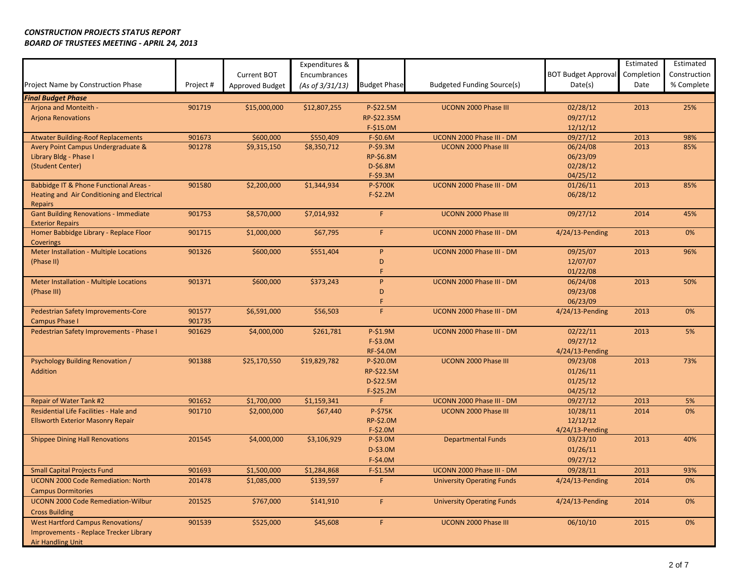***CONSTRUCTION PROJECTS STATUS REPORT***
***BOARD OF TRUSTEES MEETING - APRIL 24, 2013***

| Project Name by Construction Phase | Project # | Current BOT Approved Budget | Expenditures & Encumbrances *(As of 3/31/13)* | Budget Phase | Budgeted Funding Source(s) | BOT Budget Approval Date(s) | Estimated Completion Date | Estimated Construction % Complete |
|---|---|---|---|---|---|---|---|---|
| ***Final Budget Phase*** | | | | | | | | |
| Arjona and Monteith - Arjona Renovations | 901719 | $15,000,000 | $12,807,255 | P-$22.5M<br>RP-$22.35M<br>F-$15.0M | UCONN 2000 Phase III | 02/28/12<br>09/27/12<br>12/12/12 | 2013 | 25% |
| Atwater Building-Roof Replacements | 901673 | $600,000 | $550,409 | F-$0.6M | UCONN 2000 Phase III - DM | 09/27/12 | 2013 | 98% |
| Avery Point Campus Undergraduate & Library Bldg - Phase I (Student Center) | 901278 | $9,315,150 | $8,350,712 | P-$9.3M<br>RP-$6.8M<br>D-$6.8M<br>F-$9.3M | UCONN 2000 Phase III | 06/24/08<br>06/23/09<br>02/28/12<br>04/25/12 | 2013 | 85% |
| Babbidge IT & Phone Functional Areas - Heating and Air Conditioning and Electrical Repairs | 901580 | $2,200,000 | $1,344,934 | P-$700K<br>F-$2.2M | UCONN 2000 Phase III - DM | 01/26/11<br>06/28/12 | 2013 | 85% |
| Gant Building Renovations - Immediate Exterior Repairs | 901753 | $8,570,000 | $7,014,932 | F | UCONN 2000 Phase III | 09/27/12 | 2014 | 45% |
| Homer Babbidge Library - Replace Floor Coverings | 901715 | $1,000,000 | $67,795 | F | UCONN 2000 Phase III - DM | 4/24/13-Pending | 2013 | 0% |
| Meter Installation - Multiple Locations (Phase II) | 901326 | $600,000 | $551,404 | P<br>D<br>F | UCONN 2000 Phase III - DM | 09/25/07<br>12/07/07<br>01/22/08 | 2013 | 96% |
| Meter Installation - Multiple Locations (Phase III) | 901371 | $600,000 | $373,243 | P<br>D<br>F | UCONN 2000 Phase III - DM | 06/24/08<br>09/23/08<br>06/23/09 | 2013 | 50% |
| Pedestrian Safety Improvements-Core Campus Phase I | 901577<br>901735 | $6,591,000 | $56,503 | F | UCONN 2000 Phase III - DM | 4/24/13-Pending | 2013 | 0% |
| Pedestrian Safety Improvements - Phase I | 901629 | $4,000,000 | $261,781 | P-$1.9M<br>F-$3.0M<br>RF-$4.0M | UCONN 2000 Phase III - DM | 02/22/11<br>09/27/12<br>4/24/13-Pending | 2013 | 5% |
| Psychology Building Renovation / Addition | 901388 | $25,170,550 | $19,829,782 | P-$20.0M<br>RP-$22.5M<br>D-$22.5M<br>F-$25.2M | UCONN 2000 Phase III | 09/23/08<br>01/26/11<br>01/25/12<br>04/25/12 | 2013 | 73% |
| Repair of Water Tank #2 | 901652 | $1,700,000 | $1,159,341 | F | UCONN 2000 Phase III - DM | 09/27/12 | 2013 | 5% |
| Residential Life Facilities - Hale and Ellsworth Exterior Masonry Repair | 901710 | $2,000,000 | $67,440 | P-$75K<br>RP-$2.0M<br>F-$2.0M | UCONN 2000 Phase III | 10/28/11<br>12/12/12<br>4/24/13-Pending | 2014 | 0% |
| Shippee Dining Hall Renovations | 201545 | $4,000,000 | $3,106,929 | P-$3.0M<br>D-$3.0M<br>F-$4.0M | Departmental Funds | 03/23/10<br>01/26/11<br>09/27/12 | 2013 | 40% |
| Small Capital Projects Fund | 901693 | $1,500,000 | $1,284,868 | F-$1.5M | UCONN 2000 Phase III - DM | 09/28/11 | 2013 | 93% |
| UCONN 2000 Code Remediation: North Campus Dormitories | 201478 | $1,085,000 | $139,597 | F | University Operating Funds | 4/24/13-Pending | 2014 | 0% |
| UCONN 2000 Code Remediation-Wilbur Cross Building | 201525 | $767,000 | $141,910 | F | University Operating Funds | 4/24/13-Pending | 2014 | 0% |
| West Hartford Campus Renovations/ Improvements - Replace Trecker Library Air Handling Unit | 901539 | $525,000 | $45,608 | F | UCONN 2000 Phase III | 06/10/10 | 2015 | 0% |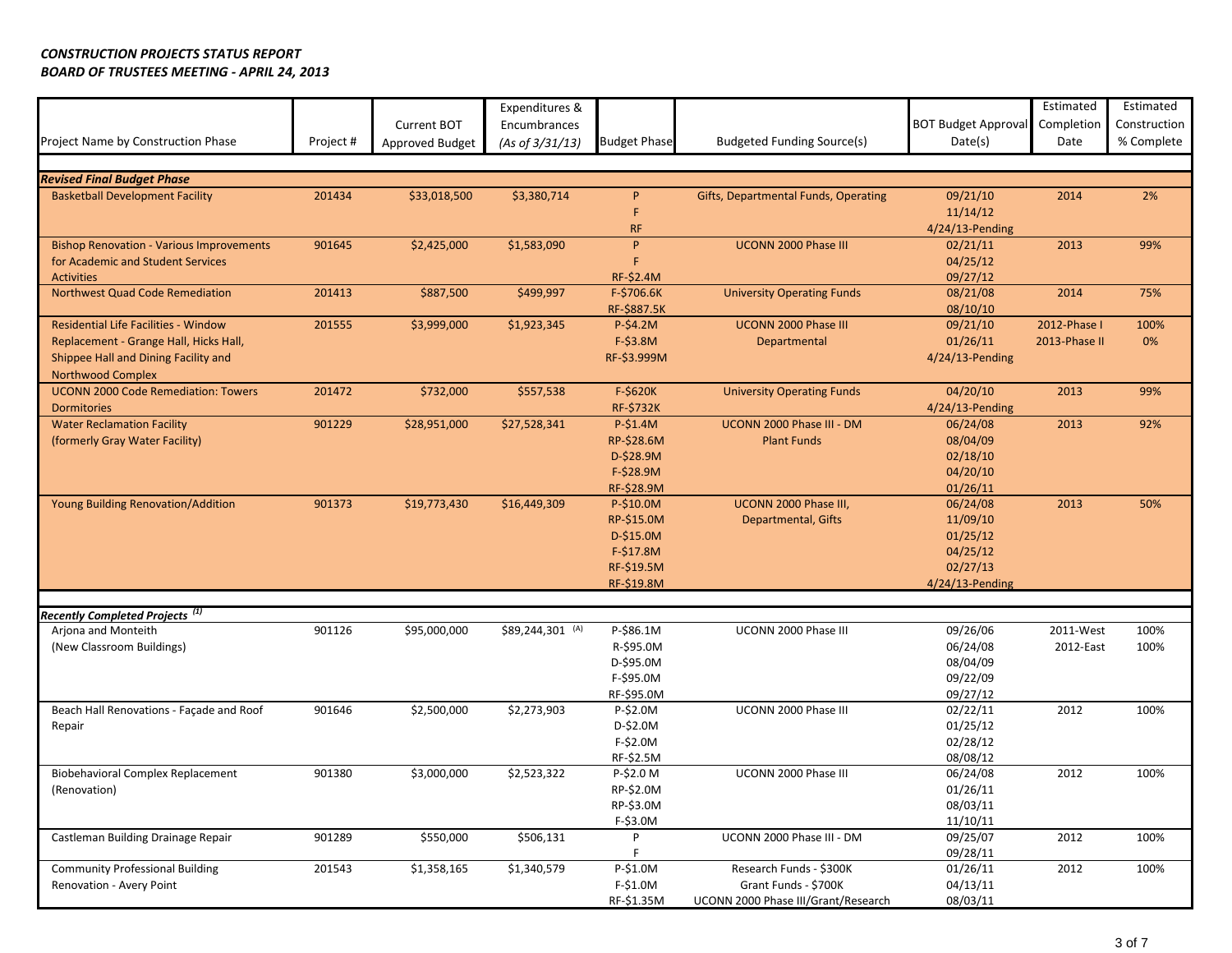*CONSTRUCTION PROJECTS STATUS REPORT*
*BOARD OF TRUSTEES MEETING - APRIL 24, 2013*

| Project Name by Construction Phase | Project # | Current BOT Approved Budget | Expenditures & Encumbrances *(As of 3/31/13)* | Budget Phase | Budgeted Funding Source(s) | BOT Budget Approval Date(s) | Estimated Completion Date | Estimated Construction % Complete |
|---|---|---|---|---|---|---|---|---|
| ***Revised Final Budget Phase*** | | | | | | | | |
| Basketball Development Facility | 201434 | $33,018,500 | $3,380,714 | P<br>F<br>RF | Gifts, Departmental Funds, Operating | 09/21/10<br>11/14/12<br>4/24/13-Pending | 2014 | 2% |
| Bishop Renovation - Various Improvements for Academic and Student Services Activities | 901645 | $2,425,000 | $1,583,090 | P<br>F<br>RF-$2.4M | UCONN 2000 Phase III | 02/21/11<br>04/25/12<br>09/27/12 | 2013 | 99% |
| Northwest Quad Code Remediation | 201413 | $887,500 | $499,997 | F-$706.6K<br>RF-$887.5K | University Operating Funds | 08/21/08<br>08/10/10 | 2014 | 75% |
| Residential Life Facilities - Window Replacement - Grange Hall, Hicks Hall, Shippee Hall and Dining Facility and Northwood Complex | 201555 | $3,999,000 | $1,923,345 | P-$4.2M<br>F-$3.8M<br>RF-$3.999M | UCONN 2000 Phase III<br>Departmental | 09/21/10<br>01/26/11<br>4/24/13-Pending | 2012-Phase I<br>2013-Phase II | 100%<br>0% |
| UCONN 2000 Code Remediation: Towers Dormitories | 201472 | $732,000 | $557,538 | F-$620K<br>RF-$732K | University Operating Funds | 04/20/10<br>4/24/13-Pending | 2013 | 99% |
| Water Reclamation Facility (formerly Gray Water Facility) | 901229 | $28,951,000 | $27,528,341 | P-$1.4M<br>RP-$28.6M<br>D-$28.9M<br>F-$28.9M<br>RF-$28.9M | UCONN 2000 Phase III - DM<br>Plant Funds | 06/24/08<br>08/04/09<br>02/18/10<br>04/20/10<br>01/26/11 | 2013 | 92% |
| Young Building Renovation/Addition | 901373 | $19,773,430 | $16,449,309 | P-$10.0M<br>RP-$15.0M<br>D-$15.0M<br>F-$17.8M<br>RF-$19.5M<br>RF-$19.8M | UCONN 2000 Phase III, Departmental, Gifts | 06/24/08<br>11/09/10<br>01/25/12<br>04/25/12<br>02/27/13<br>4/24/13-Pending | 2013 | 50% |
| ***Recently Completed Projects [1]*** | | | | | | | | |
| Arjona and Monteith (New Classroom Buildings) | 901126 | $95,000,000 | $89,244,301 [A] | P-$86.1M<br>R-$95.0M<br>D-$95.0M<br>F-$95.0M<br>RF-$95.0M | UCONN 2000 Phase III | 09/26/06<br>06/24/08<br>08/04/09<br>09/22/09<br>09/27/12 | 2011-West<br>2012-East | 100%<br>100% |
| Beach Hall Renovations - Façade and Roof Repair | 901646 | $2,500,000 | $2,273,903 | P-$2.0M<br>D-$2.0M<br>F-$2.0M<br>RF-$2.5M | UCONN 2000 Phase III | 02/22/11<br>01/25/12<br>02/28/12<br>08/08/12 | 2012 | 100% |
| Biobehavioral Complex Replacement (Renovation) | 901380 | $3,000,000 | $2,523,322 | P-$2.0 M<br>RP-$2.0M<br>RP-$3.0M<br>F-$3.0M | UCONN 2000 Phase III | 06/24/08<br>01/26/11<br>08/03/11<br>11/10/11 | 2012 | 100% |
| Castleman Building Drainage Repair | 901289 | $550,000 | $506,131 | P<br>F | UCONN 2000 Phase III - DM | 09/25/07<br>09/28/11 | 2012 | 100% |
| Community Professional Building Renovation - Avery Point | 201543 | $1,358,165 | $1,340,579 | P-$1.0M<br>F-$1.0M<br>RF-$1.35M | Research Funds - $300K<br>Grant Funds - $700K<br>UCONN 2000 Phase III/Grant/Research | 01/26/11<br>04/13/11<br>08/03/11 | 2012 | 100% |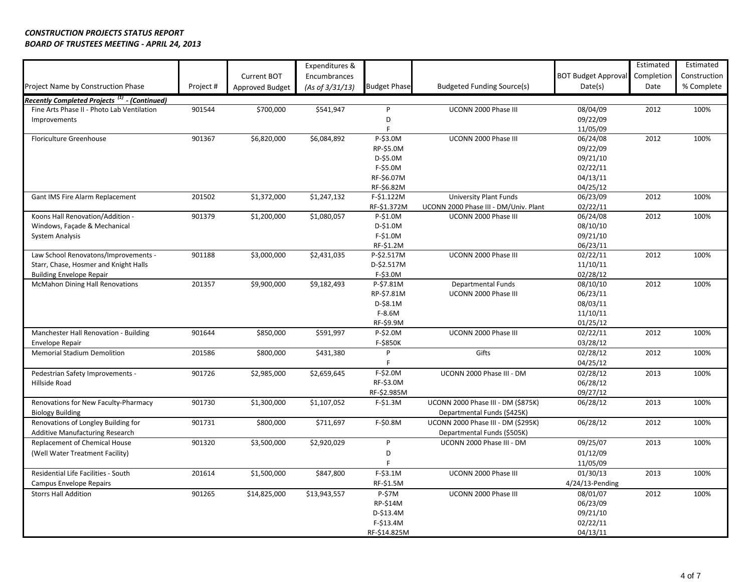***CONSTRUCTION PROJECTS STATUS REPORT***
***BOARD OF TRUSTEES MEETING - APRIL 24, 2013***

| Project Name by Construction Phase | Project # | Current BOT Approved Budget | Expenditures & Encumbrances *(As of 3/31/13)* | Budget Phase | Budgeted Funding Source(s) | BOT Budget Approval Date(s) | Estimated Completion Date | Estimated Construction % Complete |
|---|---|---|---|---|---|---|---|---|
| ***Recently Completed Projects (1) - (Continued)*** | | | | | | | | |
| Fine Arts Phase II - Photo Lab Ventilation Improvements | 901544 | $700,000 | $541,947 | P<br>D<br>F | UCONN 2000 Phase III | 08/04/09<br>09/22/09<br>11/05/09 | 2012 | 100% |
| Floriculture Greenhouse | 901367 | $6,820,000 | $6,084,892 | P-$3.0M<br>RP-$5.0M<br>D-$5.0M<br>F-$5.0M<br>RF-$6.07M<br>RF-$6.82M | UCONN 2000 Phase III | 06/24/08<br>09/22/09<br>09/21/10<br>02/22/11<br>04/13/11<br>04/25/12 | 2012 | 100% |
| Gant IMS Fire Alarm Replacement | 201502 | $1,372,000 | $1,247,132 | F-$1.122M<br>RF-$1.372M | University Plant Funds<br>UCONN 2000 Phase III - DM/Univ. Plant | 06/23/09<br>02/22/11 | 2012 | 100% |
| Koons Hall Renovation/Addition - Windows, Façade & Mechanical System Analysis | 901379 | $1,200,000 | $1,080,057 | P-$1.0M<br>D-$1.0M<br>F-$1.0M<br>RF-$1.2M | UCONN 2000 Phase III | 06/24/08<br>08/10/10<br>09/21/10<br>06/23/11 | 2012 | 100% |
| Law School Renovatons/Improvements - Starr, Chase, Hosmer and Knight Halls Building Envelope Repair | 901188 | $3,000,000 | $2,431,035 | P-$2.517M<br>D-$2.517M<br>F-$3.0M | UCONN 2000 Phase III | 02/22/11<br>11/10/11<br>02/28/12 | 2012 | 100% |
| McMahon Dining Hall Renovations | 201357 | $9,900,000 | $9,182,493 | P-$7.81M<br>RP-$7.81M<br>D-$8.1M<br>F-8.6M<br>RF-$9.9M | Departmental Funds<br>UCONN 2000 Phase III | 08/10/10<br>06/23/11<br>08/03/11<br>11/10/11<br>01/25/12 | 2012 | 100% |
| Manchester Hall Renovation - Building Envelope Repair | 901644 | $850,000 | $591,997 | P-$2.0M<br>F-$850K | UCONN 2000 Phase III | 02/22/11<br>03/28/12 | 2012 | 100% |
| Memorial Stadium Demolition | 201586 | $800,000 | $431,380 | P<br>F | Gifts | 02/28/12<br>04/25/12 | 2012 | 100% |
| Pedestrian Safety Improvements - Hillside Road | 901726 | $2,985,000 | $2,659,645 | F-$2.0M<br>RF-$3.0M<br>RF-$2.985M | UCONN 2000 Phase III - DM | 02/28/12<br>06/28/12<br>09/27/12 | 2013 | 100% |
| Renovations for New Faculty-Pharmacy Biology Building | 901730 | $1,300,000 | $1,107,052 | F-$1.3M | UCONN 2000 Phase III - DM ($875K)<br>Departmental Funds ($425K) | 06/28/12 | 2013 | 100% |
| Renovations of Longley Building for Additive Manufacturing Research | 901731 | $800,000 | $711,697 | F-$0.8M | UCONN 2000 Phase III - DM ($295K)<br>Departmental Funds ($505K) | 06/28/12 | 2012 | 100% |
| Replacement of Chemical House (Well Water Treatment Facility) | 901320 | $3,500,000 | $2,920,029 | P<br>D<br>F | UCONN 2000 Phase III - DM | 09/25/07<br>01/12/09<br>11/05/09 | 2013 | 100% |
| Residential Life Facilities - South Campus Envelope Repairs | 201614 | $1,500,000 | $847,800 | F-$3.1M<br>RF-$1.5M | UCONN 2000 Phase III | 01/30/13<br>4/24/13-Pending | 2013 | 100% |
| Storrs Hall Addition | 901265 | $14,825,000 | $13,943,557 | P-$7M<br>RP-$14M<br>D-$13.4M<br>F-$13.4M<br>RF-$14.825M | UCONN 2000 Phase III | 08/01/07<br>06/23/09<br>09/21/10<br>02/22/11<br>04/13/11 | 2012 | 100% |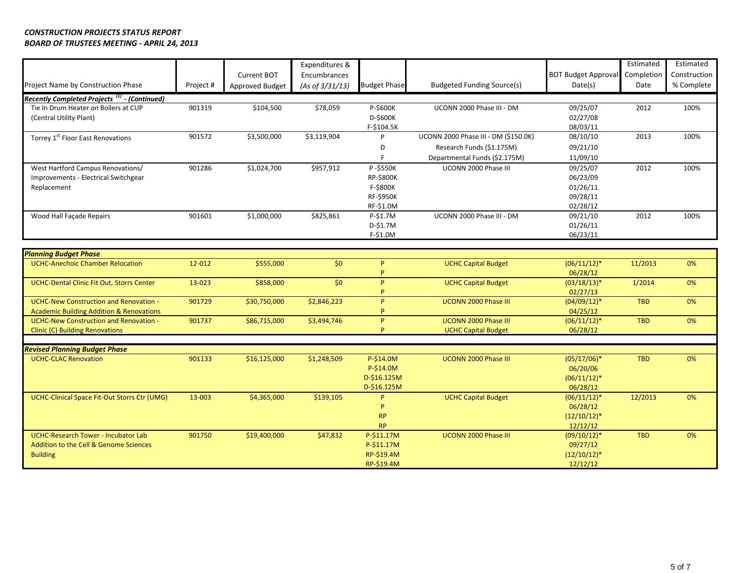*CONSTRUCTION PROJECTS STATUS REPORT*
*BOARD OF TRUSTEES MEETING - APRIL 24, 2013*

| Project Name by Construction Phase | Project # | Current BOT Approved Budget | Expenditures & Encumbrances *(As of 3/31/13)* | Budget Phase | Budgeted Funding Source(s) | BOT Budget Approval Date(s) | Estimated Completion Date | Estimated Construction % Complete |
|---|---|---|---|---|---|---|---|---|
| ***Recently Completed Projects [1] - (Continued)*** | | | | | | | | |
| Tie In Drum Heater on Boilers at CUP (Central Utility Plant) | 901319 | $104,500 | $78,059 | P-$600K<br>D-$600K<br>F-$104.5K | UCONN 2000 Phase III - DM | 09/25/07<br>02/27/08<br>08/03/11 | 2012 | 100% |
| Torrey 1st Floor East Renovations | 901572 | $3,500,000 | $3,119,904 | P<br>D<br>F | UCONN 2000 Phase III - DM ($150.0K)<br>Research Funds ($1.175M)<br>Departmental Funds ($2.175M) | 08/10/10<br>09/21/10<br>11/09/10 | 2013 | 100% |
| West Hartford Campus Renovations/ Improvements - Electrical Switchgear Replacement | 901286 | $1,024,700 | $957,912 | P -$550K<br>RP-$800K<br>F-$800K<br>RF-$950K<br>RF-$1.0M | UCONN 2000 Phase III | 09/25/07<br>06/23/09<br>01/26/11<br>09/28/11<br>02/28/12 | 2012 | 100% |
| Wood Hall Façade Repairs | 901601 | $1,000,000 | $825,861 | P-$1.7M<br>D-$1.7M<br>F-$1.0M | UCONN 2000 Phase III - DM | 09/21/10<br>01/26/11<br>06/23/11 | 2012 | 100% |
| ***Planning Budget Phase*** | | | | | | | | |
| UCHC-Anechoic Chamber Relocation | 12-012 | $555,000 | $0 | P<br>P | UCHC Capital Budget | (06/11/12)*<br>06/28/12 | 11/2013 | 0% |
| UCHC-Dental Clinic Fit Out, Storrs Center | 13-023 | $858,000 | $0 | P<br>P | UCHC Capital Budget | (03/18/13)*<br>02/27/13 | 1/2014 | 0% |
| UCHC-New Construction and Renovation - Academic Building Addition & Renovations | 901729 | $30,750,000 | $2,846,223 | P<br>P | UCONN 2000 Phase III | (04/09/12)*<br>04/25/12 | TBD | 0% |
| UCHC-New Construction and Renovation - Clinic (C) Building Renovations | 901737 | $86,715,000 | $3,494,746 | P<br>P | UCONN 2000 Phase III<br>UCHC Capital Budget | (06/11/12)*<br>06/28/12 | TBD | 0% |
| ***Revised Planning Budget Phase*** | | | | | | | | |
| UCHC-CLAC Renovation | 901133 | $16,125,000 | $1,248,509 | P-$14.0M<br>P-$14.0M<br>D-$16.125M<br>D-$16.125M | UCONN 2000 Phase III | (05/17/06)*<br>06/20/06<br>(06/11/12)*<br>06/28/12 | TBD | 0% |
| UCHC-Clinical Space Fit-Out Storrs Ctr (UMG) | 13-003 | $4,365,000 | $139,105 | P<br>P<br>RP<br>RP | UCHC Capital Budget | (06/11/12)*<br>06/28/12<br>(12/10/12)*<br>12/12/12 | 12/2013 | 0% |
| UCHC-Research Tower - Incubator Lab Addition to the Cell & Genome Sciences Building | 901750 | $19,400,000 | $47,832 | P-$11.17M<br>P-$11.17M<br>RP-$19.4M<br>RP-$19.4M | UCONN 2000 Phase III | (09/10/12)*<br>09/27/12<br>(12/10/12)*<br>12/12/12 | TBD | 0% |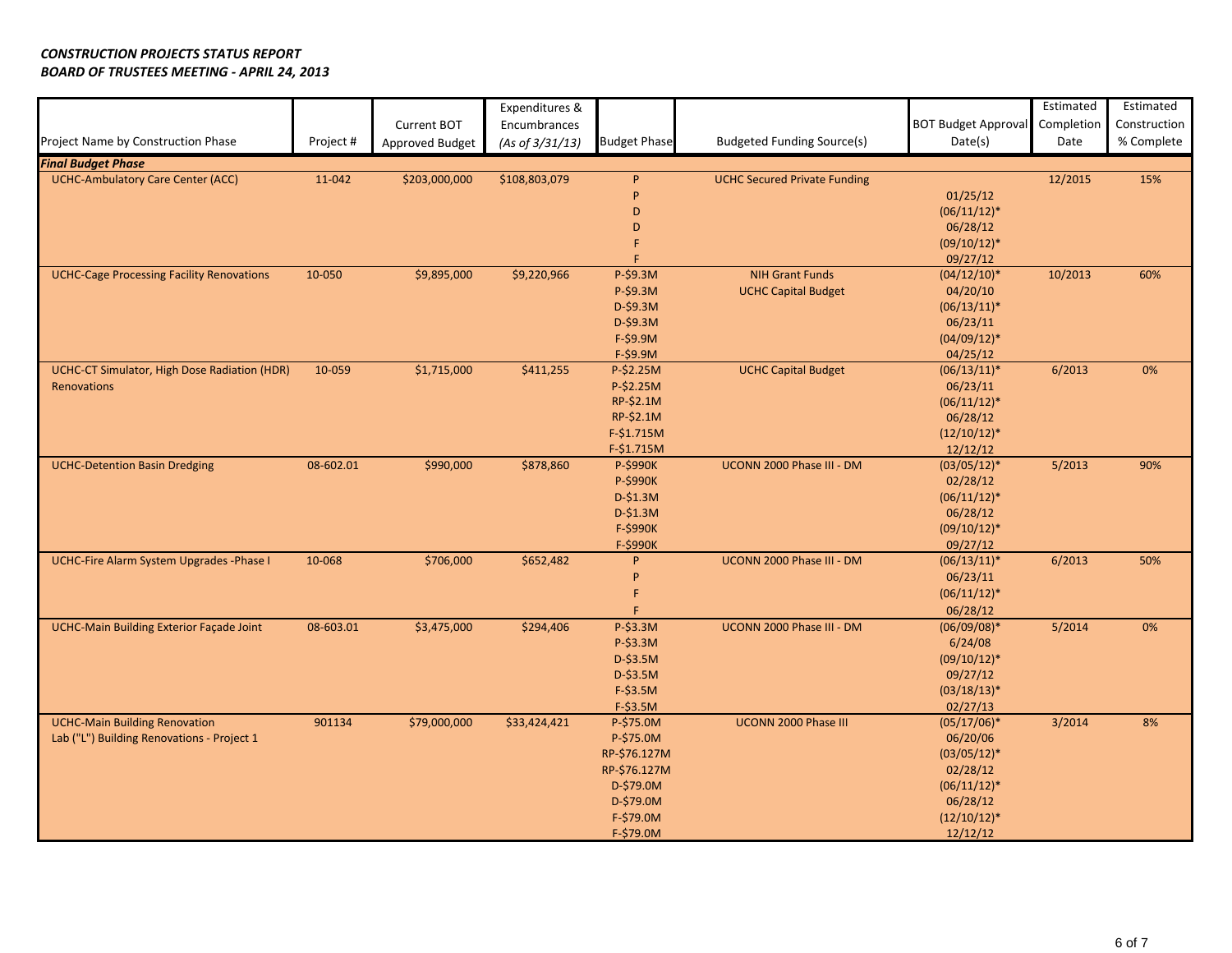***CONSTRUCTION PROJECTS STATUS REPORT***
***BOARD OF TRUSTEES MEETING - APRIL 24, 2013***

| Project Name by Construction Phase | Project # | Current BOT Approved Budget | Expenditures & Encumbrances *(As of 3/31/13)* | Budget Phase | Budgeted Funding Source(s) | BOT Budget Approval Date(s) | Estimated Completion Date | Estimated Construction % Complete |
|---|---|---|---|---|---|---|---|---|
| ***Final Budget Phase*** | | | | | | | | |
| UCHC-Ambulatory Care Center (ACC) | 11-042 | $203,000,000 | $108,803,079 | P | UCHC Secured Private Funding | | 12/2015 | 15% |
| | | | | P | | 01/25/12 | | |
| | | | | D | | (06/11/12)* | | |
| | | | | D | | 06/28/12 | | |
| | | | | F | | (09/10/12)* | | |
| | | | | F | | 09/27/12 | | |
| UCHC-Cage Processing Facility Renovations | 10-050 | $9,895,000 | $9,220,966 | P-$9.3M | NIH Grant Funds | (04/12/10)* | 10/2013 | 60% |
| | | | | P-$9.3M | UCHC Capital Budget | 04/20/10 | | |
| | | | | D-$9.3M | | (06/13/11)* | | |
| | | | | D-$9.3M | | 06/23/11 | | |
| | | | | F-$9.9M | | (04/09/12)* | | |
| | | | | F-$9.9M | | 04/25/12 | | |
| UCHC-CT Simulator, High Dose Radiation (HDR) Renovations | 10-059 | $1,715,000 | $411,255 | P-$2.25M | UCHC Capital Budget | (06/13/11)* | 6/2013 | 0% |
| | | | | P-$2.25M | | 06/23/11 | | |
| | | | | RP-$2.1M | | (06/11/12)* | | |
| | | | | RP-$2.1M | | 06/28/12 | | |
| | | | | F-$1.715M | | (12/10/12)* | | |
| | | | | F-$1.715M | | 12/12/12 | | |
| UCHC-Detention Basin Dredging | 08-602.01 | $990,000 | $878,860 | P-$990K | UCONN 2000 Phase III - DM | (03/05/12)* | 5/2013 | 90% |
| | | | | P-$990K | | 02/28/12 | | |
| | | | | D-$1.3M | | (06/11/12)* | | |
| | | | | D-$1.3M | | 06/28/12 | | |
| | | | | F-$990K | | (09/10/12)* | | |
| | | | | F-$990K | | 09/27/12 | | |
| UCHC-Fire Alarm System Upgrades -Phase I | 10-068 | $706,000 | $652,482 | P | UCONN 2000 Phase III - DM | (06/13/11)* | 6/2013 | 50% |
| | | | | P | | 06/23/11 | | |
| | | | | F | | (06/11/12)* | | |
| | | | | F | | 06/28/12 | | |
| UCHC-Main Building Exterior Façade Joint | 08-603.01 | $3,475,000 | $294,406 | P-$3.3M | UCONN 2000 Phase III - DM | (06/09/08)* | 5/2014 | 0% |
| | | | | P-$3.3M | | 6/24/08 | | |
| | | | | D-$3.5M | | (09/10/12)* | | |
| | | | | D-$3.5M | | 09/27/12 | | |
| | | | | F-$3.5M | | (03/18/13)* | | |
| | | | | F-$3.5M | | 02/27/13 | | |
| UCHC-Main Building Renovation Lab ("L") Building Renovations - Project 1 | 901134 | $79,000,000 | $33,424,421 | P-$75.0M | UCONN 2000 Phase III | (05/17/06)* | 3/2014 | 8% |
| | | | | P-$75.0M | | 06/20/06 | | |
| | | | | RP-$76.127M | | (03/05/12)* | | |
| | | | | RP-$76.127M | | 02/28/12 | | |
| | | | | D-$79.0M | | (06/11/12)* | | |
| | | | | D-$79.0M | | 06/28/12 | | |
| | | | | F-$79.0M | | (12/10/12)* | | |
| | | | | F-$79.0M | | 12/12/12 | | |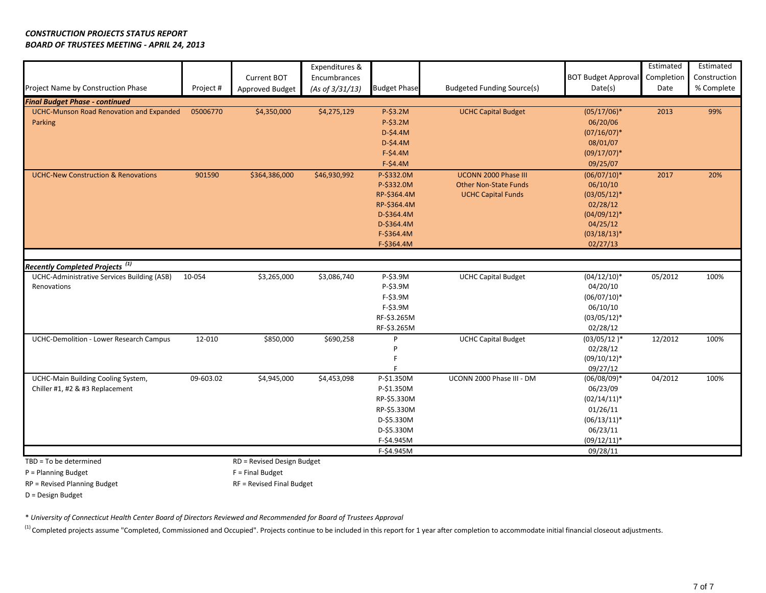*CONSTRUCTION PROJECTS STATUS REPORT*
*BOARD OF TRUSTEES MEETING - APRIL 24, 2013*

| Project Name by Construction Phase | Project # | Current BOT Approved Budget | Expenditures & Encumbrances *(As of 3/31/13)* | Budget Phase | Budgeted Funding Source(s) | BOT Budget Approval Date(s) | Estimated Completion Date | Estimated Construction % Complete |
|---|---|---|---|---|---|---|---|---|
| ***Final Budget Phase - continued*** | | | | | | | | |
| UCHC-Munson Road Renovation and Expanded Parking | 05006770 | $4,350,000 | $4,275,129 | P-$3.2M<br>P-$3.2M<br>D-$4.4M<br>D-$4.4M<br>F-$4.4M<br>F-$4.4M | UCHC Capital Budget | (05/17/06)*<br>06/20/06<br>(07/16/07)*<br>08/01/07<br>(09/17/07)*<br>09/25/07 | 2013 | 99% |
| UCHC-New Construction & Renovations | 901590 | $364,386,000 | $46,930,992 | P-$332.0M<br>P-$332.0M<br>RP-$364.4M<br>RP-$364.4M<br>D-$364.4M<br>D-$364.4M<br>F-$364.4M<br>F-$364.4M | UCONN 2000 Phase III<br>Other Non-State Funds<br>UCHC Capital Funds | (06/07/10)*<br>06/10/10<br>(03/05/12)*<br>02/28/12<br>(04/09/12)*<br>04/25/12<br>(03/18/13)*<br>02/27/13 | 2017 | 20% |
| ***Recently Completed Projects*** [1] | | | | | | | | |
| UCHC-Administrative Services Building (ASB) Renovations | 10-054 | $3,265,000 | $3,086,740 | P-$3.9M<br>P-$3.9M<br>F-$3.9M<br>F-$3.9M<br>RF-$3.265M<br>RF-$3.265M | UCHC Capital Budget | (04/12/10)*<br>04/20/10<br>(06/07/10)*<br>06/10/10<br>(03/05/12)*<br>02/28/12 | 05/2012 | 100% |
| UCHC-Demolition - Lower Research Campus | 12-010 | $850,000 | $690,258 | P<br>P<br>F<br>F | UCHC Capital Budget | (03/05/12 )*<br>02/28/12<br>(09/10/12)*<br>09/27/12 | 12/2012 | 100% |
| UCHC-Main Building Cooling System, Chiller #1, #2 & #3 Replacement | 09-603.02 | $4,945,000 | $4,453,098 | P-$1.350M<br>P-$1.350M<br>RP-$5.330M<br>RP-$5.330M<br>D-$5.330M<br>D-$5.330M<br>F-$4.945M<br>F-$4.945M | UCONN 2000 Phase III - DM | (06/08/09)*<br>06/23/09<br>(02/14/11)*<br>01/26/11<br>(06/13/11)*<br>06/23/11<br>(09/12/11)*<br>09/28/11 | 04/2012 | 100% |

TBD = To be determined
P = Planning Budget
RP = Revised Planning Budget
D = Design Budget
RD = Revised Design Budget
F = Final Budget
RF = Revised Final Budget

* *University of Connecticut Health Center Board of Directors Reviewed and Recommended for Board of Trustees Approval*

[1] Completed projects assume "Completed, Commissioned and Occupied". Projects continue to be included in this report for 1 year after completion to accommodate initial financial closeout adjustments.